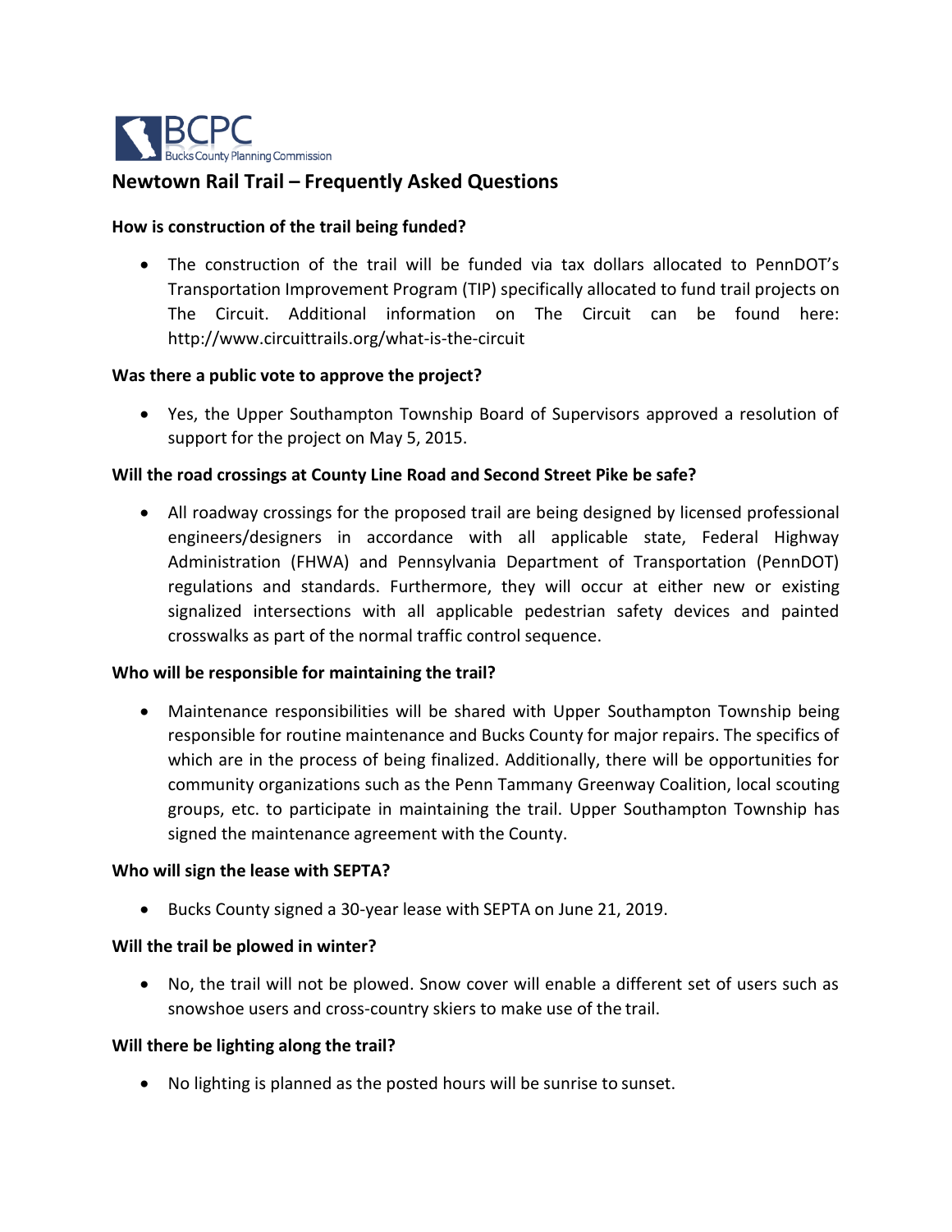BCPC

Bucks County Planning Commission

## Newtown Rail Trail – Frequently Asked Questions

**How is construction of the trail being funded?**

- The construction of the trail will be funded via tax dollars allocated to PennDOT's Transportation Improvement Program (TIP) specifically allocated to fund trail projects on The Circuit. Additional information on The Circuit can be found here: http://www.circuittrails.org/what-is-the-circuit

**Was there a public vote to approve the project?**

- Yes, the Upper Southampton Township Board of Supervisors approved a resolution of support for the project on May 5, 2015.

**Will the road crossings at County Line Road and Second Street Pike be safe?**

- All roadway crossings for the proposed trail are being designed by licensed professional engineers/designers in accordance with all applicable state, Federal Highway Administration (FHWA) and Pennsylvania Department of Transportation (PennDOT) regulations and standards. Furthermore, they will occur at either new or existing signalized intersections with all applicable pedestrian safety devices and painted crosswalks as part of the normal traffic control sequence.

**Who will be responsible for maintaining the trail?**

- Maintenance responsibilities will be shared with Upper Southampton Township being responsible for routine maintenance and Bucks County for major repairs. The specifics of which are in the process of being finalized. Additionally, there will be opportunities for community organizations such as the Penn Tammany Greenway Coalition, local scouting groups, etc. to participate in maintaining the trail. Upper Southampton Township has signed the maintenance agreement with the County.

**Who will sign the lease with SEPTA?**

- Bucks County signed a 30-year lease with SEPTA on June 21, 2019.

**Will the trail be plowed in winter?**

- No, the trail will not be plowed. Snow cover will enable a different set of users such as snowshoe users and cross-country skiers to make use of the trail.

**Will there be lighting along the trail?**

- No lighting is planned as the posted hours will be sunrise to sunset.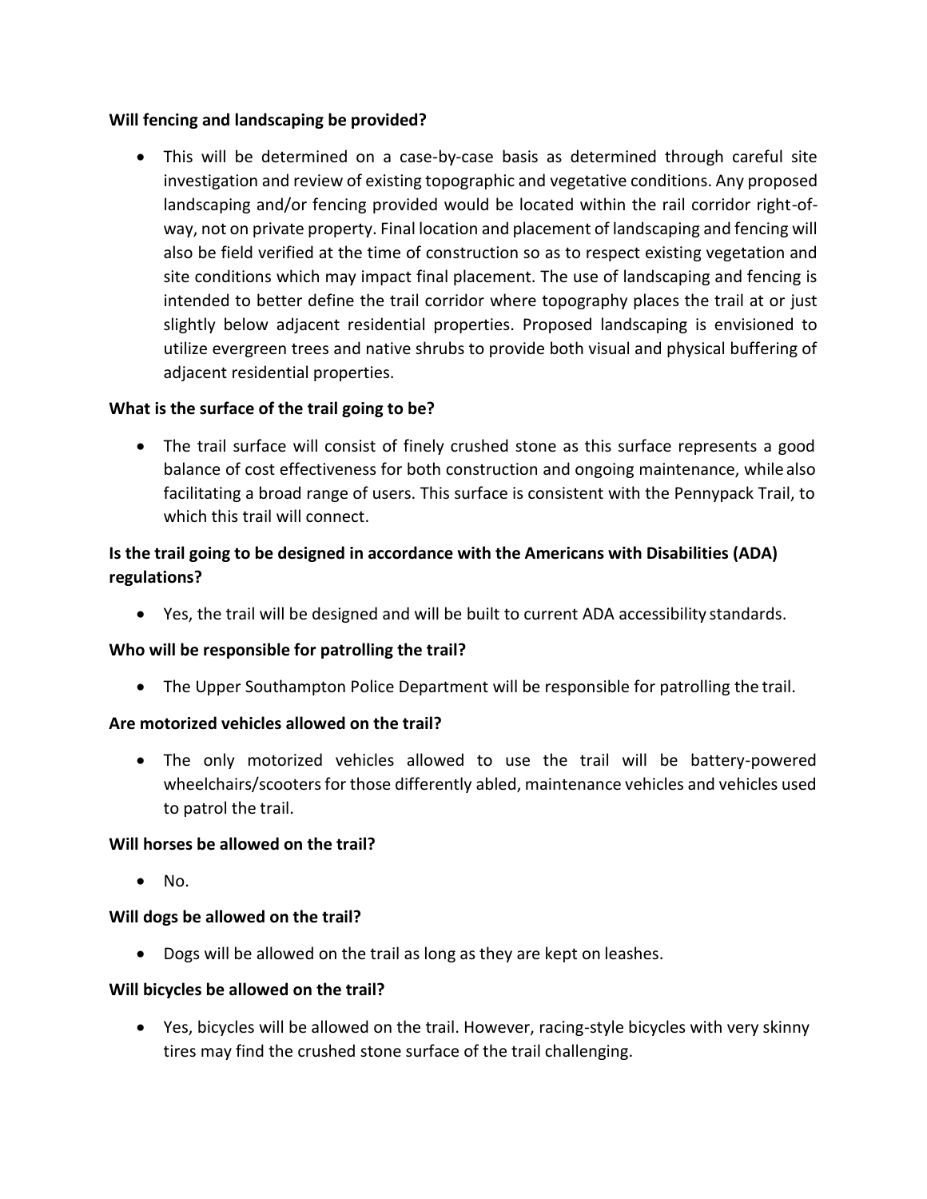**Will fencing and landscaping be provided?**

- This will be determined on a case-by-case basis as determined through careful site investigation and review of existing topographic and vegetative conditions. Any proposed landscaping and/or fencing provided would be located within the rail corridor right-of-way, not on private property. Final location and placement of landscaping and fencing will also be field verified at the time of construction so as to respect existing vegetation and site conditions which may impact final placement. The use of landscaping and fencing is intended to better define the trail corridor where topography places the trail at or just slightly below adjacent residential properties. Proposed landscaping is envisioned to utilize evergreen trees and native shrubs to provide both visual and physical buffering of adjacent residential properties.

**What is the surface of the trail going to be?**

- The trail surface will consist of finely crushed stone as this surface represents a good balance of cost effectiveness for both construction and ongoing maintenance, while also facilitating a broad range of users. This surface is consistent with the Pennypack Trail, to which this trail will connect.

**Is the trail going to be designed in accordance with the Americans with Disabilities (ADA) regulations?**

- Yes, the trail will be designed and will be built to current ADA accessibility standards.

**Who will be responsible for patrolling the trail?**

- The Upper Southampton Police Department will be responsible for patrolling the trail.

**Are motorized vehicles allowed on the trail?**

- The only motorized vehicles allowed to use the trail will be battery-powered wheelchairs/scooters for those differently abled, maintenance vehicles and vehicles used to patrol the trail.

**Will horses be allowed on the trail?**

- No.

**Will dogs be allowed on the trail?**

- Dogs will be allowed on the trail as long as they are kept on leashes.

**Will bicycles be allowed on the trail?**

- Yes, bicycles will be allowed on the trail. However, racing-style bicycles with very skinny tires may find the crushed stone surface of the trail challenging.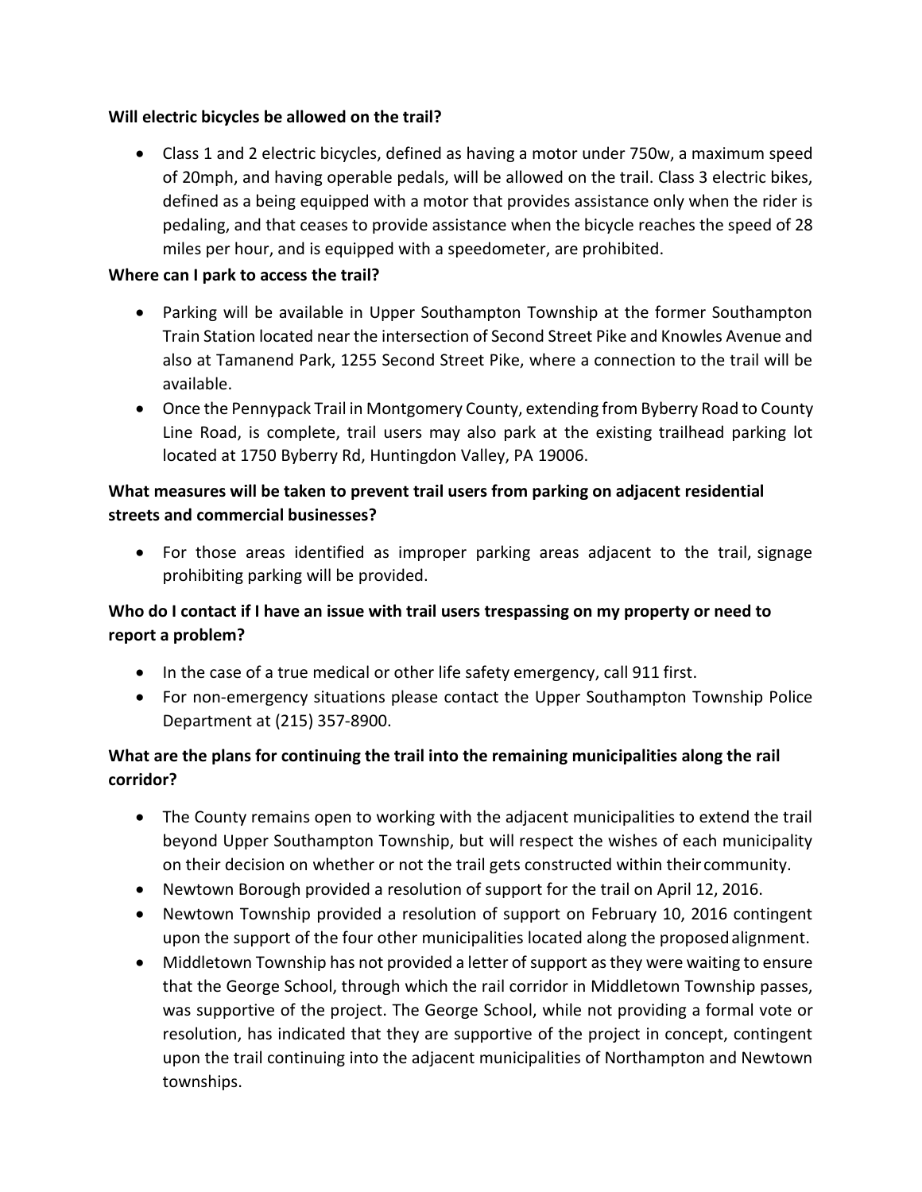**Will electric bicycles be allowed on the trail?**

- Class 1 and 2 electric bicycles, defined as having a motor under 750w, a maximum speed of 20mph, and having operable pedals, will be allowed on the trail. Class 3 electric bikes, defined as a being equipped with a motor that provides assistance only when the rider is pedaling, and that ceases to provide assistance when the bicycle reaches the speed of 28 miles per hour, and is equipped with a speedometer, are prohibited.

**Where can I park to access the trail?**

- Parking will be available in Upper Southampton Township at the former Southampton Train Station located near the intersection of Second Street Pike and Knowles Avenue and also at Tamanend Park, 1255 Second Street Pike, where a connection to the trail will be available.
- Once the Pennypack Trail in Montgomery County, extending from Byberry Road to County Line Road, is complete, trail users may also park at the existing trailhead parking lot located at 1750 Byberry Rd, Huntingdon Valley, PA 19006.

**What measures will be taken to prevent trail users from parking on adjacent residential streets and commercial businesses?**

- For those areas identified as improper parking areas adjacent to the trail, signage prohibiting parking will be provided.

**Who do I contact if I have an issue with trail users trespassing on my property or need to report a problem?**

- In the case of a true medical or other life safety emergency, call 911 first.
- For non-emergency situations please contact the Upper Southampton Township Police Department at (215) 357-8900.

**What are the plans for continuing the trail into the remaining municipalities along the rail corridor?**

- The County remains open to working with the adjacent municipalities to extend the trail beyond Upper Southampton Township, but will respect the wishes of each municipality on their decision on whether or not the trail gets constructed within their community.
- Newtown Borough provided a resolution of support for the trail on April 12, 2016.
- Newtown Township provided a resolution of support on February 10, 2016 contingent upon the support of the four other municipalities located along the proposed alignment.
- Middletown Township has not provided a letter of support as they were waiting to ensure that the George School, through which the rail corridor in Middletown Township passes, was supportive of the project. The George School, while not providing a formal vote or resolution, has indicated that they are supportive of the project in concept, contingent upon the trail continuing into the adjacent municipalities of Northampton and Newtown townships.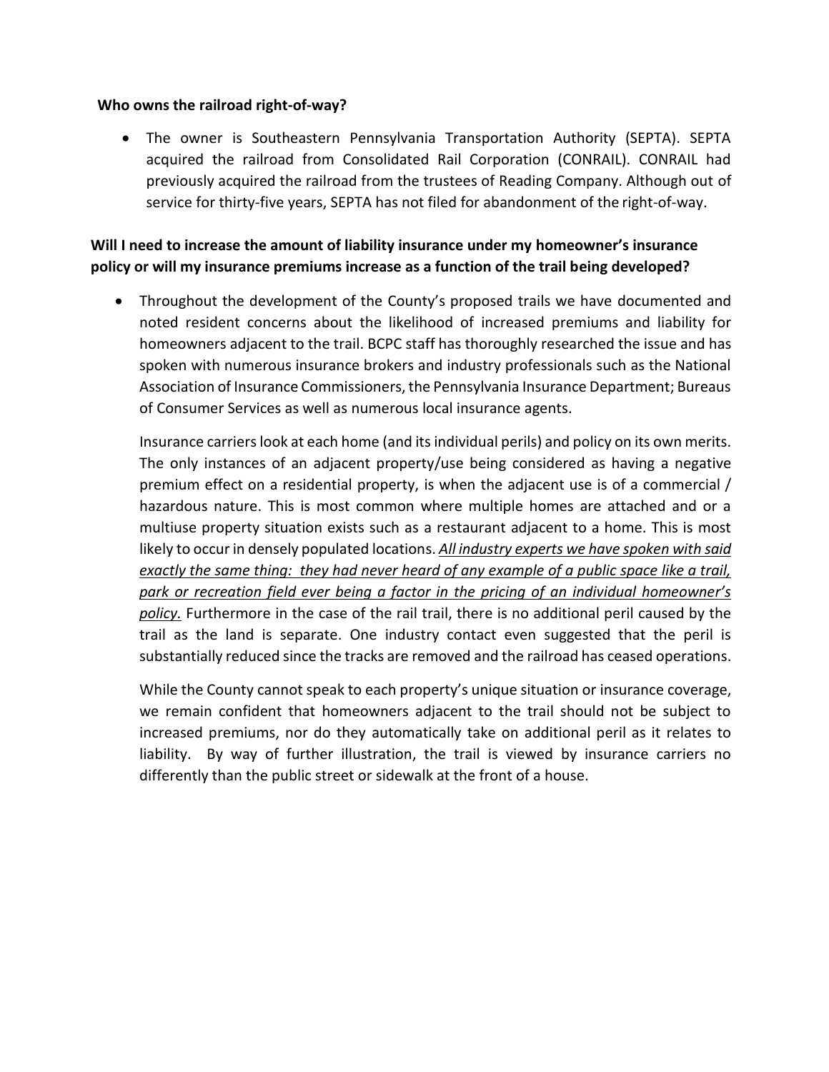**Who owns the railroad right-of-way?**

- The owner is Southeastern Pennsylvania Transportation Authority (SEPTA). SEPTA acquired the railroad from Consolidated Rail Corporation (CONRAIL). CONRAIL had previously acquired the railroad from the trustees of Reading Company. Although out of service for thirty-five years, SEPTA has not filed for abandonment of the right-of-way.

**Will I need to increase the amount of liability insurance under my homeowner's insurance policy or will my insurance premiums increase as a function of the trail being developed?**

- Throughout the development of the County's proposed trails we have documented and noted resident concerns about the likelihood of increased premiums and liability for homeowners adjacent to the trail. BCPC staff has thoroughly researched the issue and has spoken with numerous insurance brokers and industry professionals such as the National Association of Insurance Commissioners, the Pennsylvania Insurance Department; Bureaus of Consumer Services as well as numerous local insurance agents.

  Insurance carriers look at each home (and its individual perils) and policy on its own merits. The only instances of an adjacent property/use being considered as having a negative premium effect on a residential property, is when the adjacent use is of a commercial / hazardous nature. This is most common where multiple homes are attached and or a multiuse property situation exists such as a restaurant adjacent to a home. This is most likely to occur in densely populated locations. <u>*All industry experts we have spoken with said exactly the same thing: they had never heard of any example of a public space like a trail, park or recreation field ever being a factor in the pricing of an individual homeowner's policy.*</u> Furthermore in the case of the rail trail, there is no additional peril caused by the trail as the land is separate. One industry contact even suggested that the peril is substantially reduced since the tracks are removed and the railroad has ceased operations.

  While the County cannot speak to each property's unique situation or insurance coverage, we remain confident that homeowners adjacent to the trail should not be subject to increased premiums, nor do they automatically take on additional peril as it relates to liability. By way of further illustration, the trail is viewed by insurance carriers no differently than the public street or sidewalk at the front of a house.